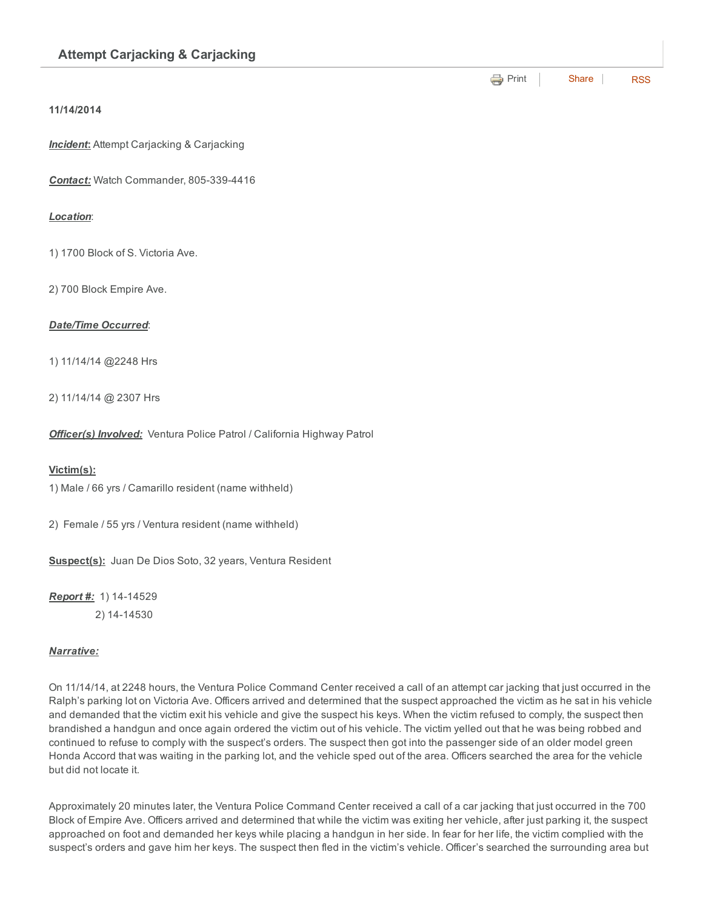## Attempt Carjacking & Carjacking

Print | Share | RSS

**11/14/2014**

***Incident:*** Attempt Carjacking & Carjacking

***Contact:*** Watch Commander, 805-339-4416

***Location***:

1) 1700 Block of S. Victoria Ave.

2) 700 Block Empire Ave.

***Date/Time Occurred***:

1) 11/14/14 @2248 Hrs

2) 11/14/14 @ 2307 Hrs

***Officer(s) Involved:*** Ventura Police Patrol / California Highway Patrol

**Victim(s):**

1) Male / 66 yrs / Camarillo resident (name withheld)

2) Female / 55 yrs / Ventura resident (name withheld)

**Suspect(s):** Juan De Dios Soto, 32 years, Ventura Resident

***Report #:*** 1) 14-14529
2) 14-14530

***Narrative:***

On 11/14/14, at 2248 hours, the Ventura Police Command Center received a call of an attempt car jacking that just occurred in the Ralph's parking lot on Victoria Ave. Officers arrived and determined that the suspect approached the victim as he sat in his vehicle and demanded that the victim exit his vehicle and give the suspect his keys. When the victim refused to comply, the suspect then brandished a handgun and once again ordered the victim out of his vehicle. The victim yelled out that he was being robbed and continued to refuse to comply with the suspect's orders. The suspect then got into the passenger side of an older model green Honda Accord that was waiting in the parking lot, and the vehicle sped out of the area. Officers searched the area for the vehicle but did not locate it.

Approximately 20 minutes later, the Ventura Police Command Center received a call of a car jacking that just occurred in the 700 Block of Empire Ave. Officers arrived and determined that while the victim was exiting her vehicle, after just parking it, the suspect approached on foot and demanded her keys while placing a handgun in her side. In fear for her life, the victim complied with the suspect's orders and gave him her keys. The suspect then fled in the victim's vehicle. Officer's searched the surrounding area but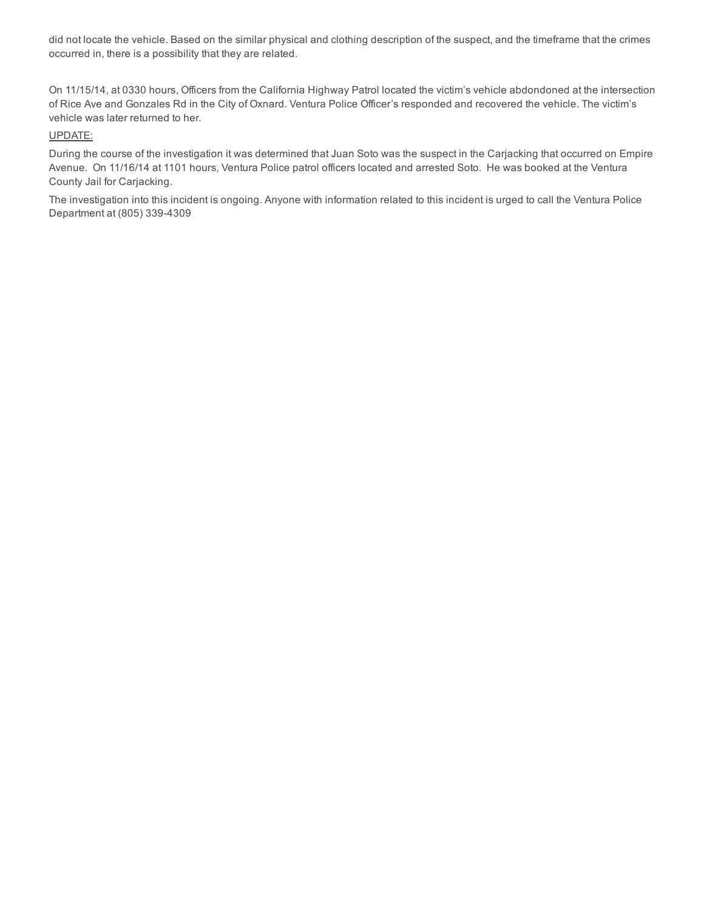did not locate the vehicle. Based on the similar physical and clothing description of the suspect, and the timeframe that the crimes occurred in, there is a possibility that they are related.

On 11/15/14, at 0330 hours, Officers from the California Highway Patrol located the victim's vehicle abdondoned at the intersection of Rice Ave and Gonzales Rd in the City of Oxnard. Ventura Police Officer's responded and recovered the vehicle. The victim's vehicle was later returned to her.

<u>UPDATE:</u>

During the course of the investigation it was determined that Juan Soto was the suspect in the Carjacking that occurred on Empire Avenue. On 11/16/14 at 1101 hours, Ventura Police patrol officers located and arrested Soto. He was booked at the Ventura County Jail for Carjacking.

The investigation into this incident is ongoing. Anyone with information related to this incident is urged to call the Ventura Police Department at (805) 339-4309